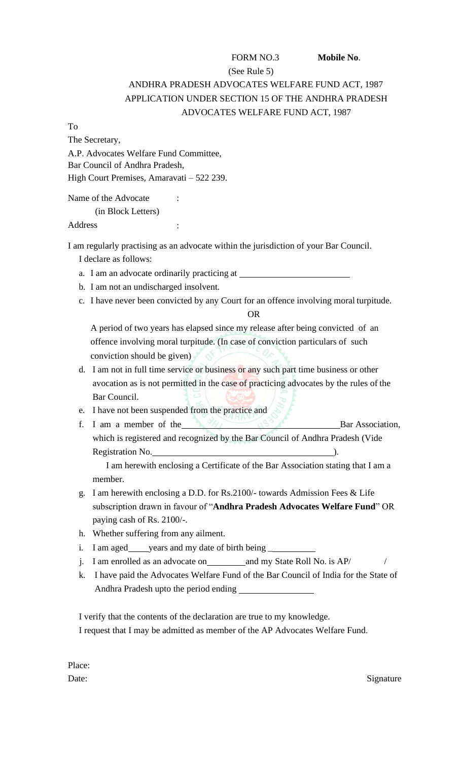FORM NO.3 **Mobile No**.

(See Rule 5)

ANDHRA PRADESH ADVOCATES WELFARE FUND ACT, 1987

APPLICATION UNDER SECTION 15 OF THE ANDHRA PRADESH ADVOCATES WELFARE FUND ACT, 1987

To

The Secretary,

A.P. Advocates Welfare Fund Committee,

Bar Council of Andhra Pradesh,

High Court Premises, Amaravati – 522 239.

Name of the Advocate :
(in Block Letters)

Address :

I am regularly practising as an advocate within the jurisdiction of your Bar Council.

I declare as follows:

a. I am an advocate ordinarily practicing at ________________________
b. I am not an undischarged insolvent.
c. I have never been convicted by any Court for an offence involving moral turpitude.

   OR

   A period of two years has elapsed since my release after being convicted of an offence involving moral turpitude. (In case of conviction particulars of such conviction should be given)
d. I am not in full time service or business or any such part time business or other avocation as is not permitted in the case of practicing advocates by the rules of the Bar Council.
e. I have not been suspended from the practice and
f. I am a member of the ________________________________ Bar Association, which is registered and recognized by the Bar Council of Andhra Pradesh (Vide Registration No.________________________________________).

   I am herewith enclosing a Certificate of the Bar Association stating that I am a member.
g. I am herewith enclosing a D.D. for Rs.2100/- towards Admission Fees & Life subscription drawn in favour of "**Andhra Pradesh Advocates Welfare Fund**" OR paying cash of Rs. 2100/-.
h. Whether suffering from any ailment.
i. I am aged_____years and my date of birth being __________
j. I am enrolled as an advocate on_________and my State Roll No. is AP/ /
k. I have paid the Advocates Welfare Fund of the Bar Council of India for the State of Andhra Pradesh upto the period ending ________________

I verify that the contents of the declaration are true to my knowledge.

I request that I may be admitted as member of the AP Advocates Welfare Fund.

Place:

Date: Signature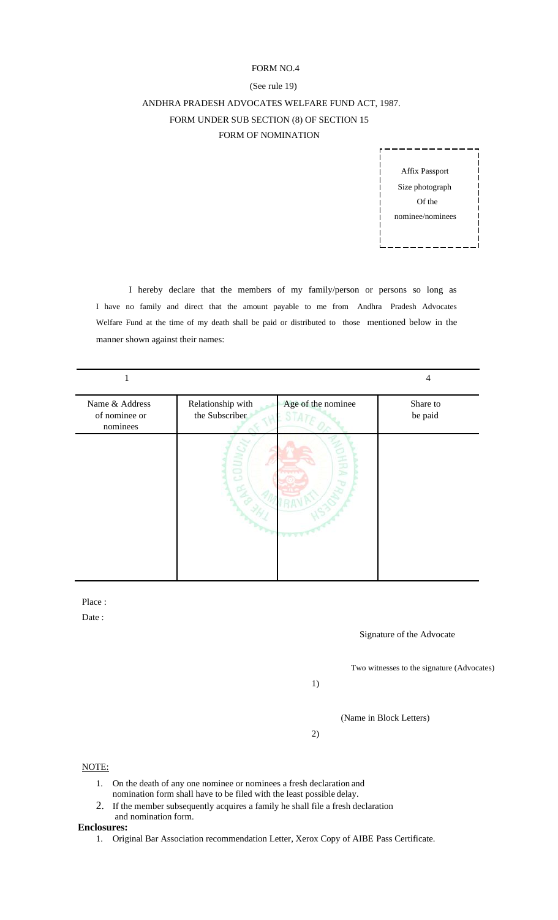FORM NO.4

(See rule 19)

ANDHRA PRADESH ADVOCATES WELFARE FUND ACT, 1987.

FORM UNDER SUB SECTION (8) OF SECTION 15

FORM OF NOMINATION

Affix Passport Size photograph Of the nominee/nominees

I hereby declare that the members of my family/person or persons so long as I have no family and direct that the amount payable to me from Andhra Pradesh Advocates Welfare Fund at the time of my death shall be paid or distributed to those mentioned below in the manner shown against their names:

| 1 | | | 4 |
|---|---|---|---|
| Name & Address of nominee or nominees | Relationship with the Subscriber | Age of the nominee | Share to be paid |
| | | | |

Place :

Date :

Signature of the Advocate

Two witnesses to the signature (Advocates)

1)

(Name in Block Letters)

2)

NOTE:

1. On the death of any one nominee or nominees a fresh declaration and nomination form shall have to be filed with the least possible delay.
2. If the member subsequently acquires a family he shall file a fresh declaration and nomination form.

**Enclosures:**

1. Original Bar Association recommendation Letter, Xerox Copy of AIBE Pass Certificate.